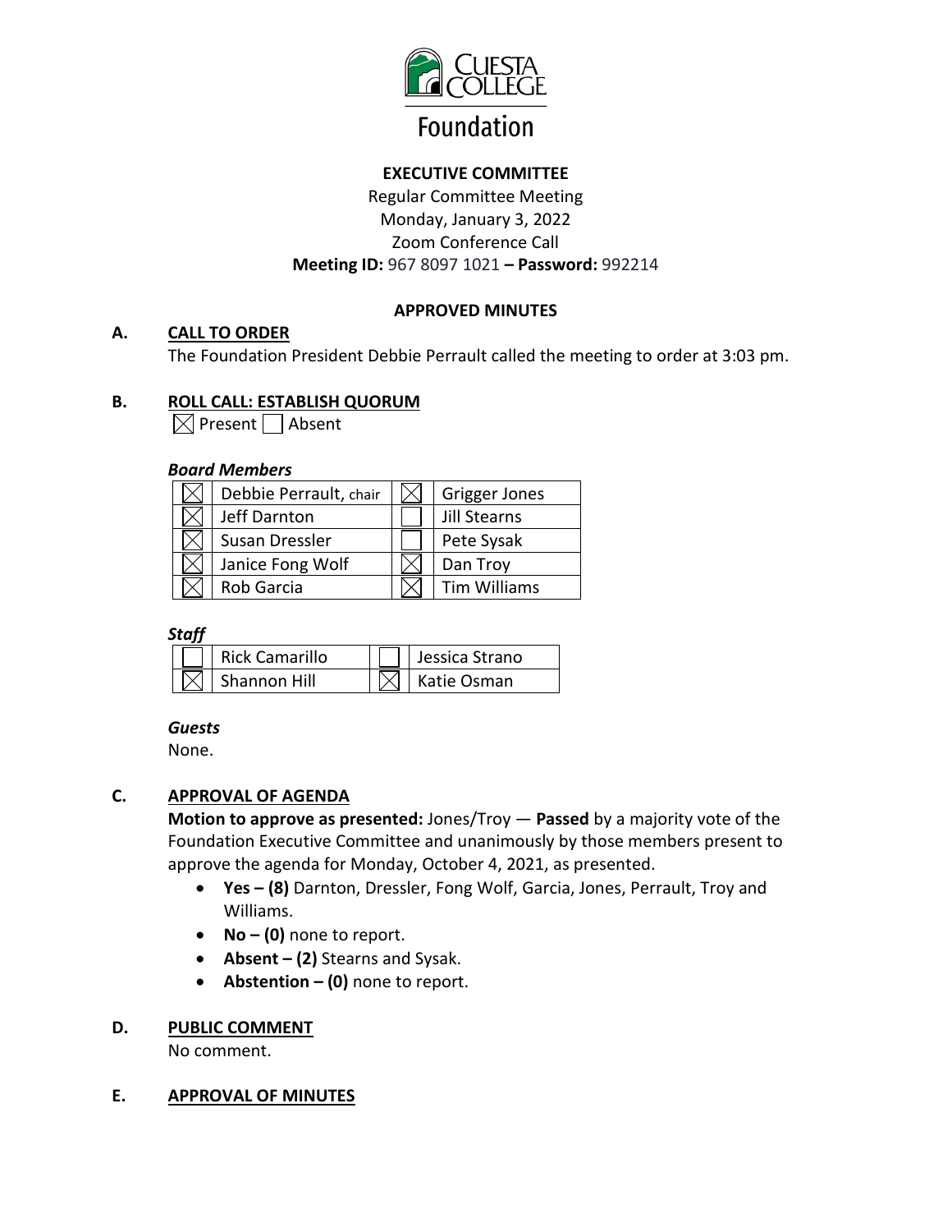Foundation

**EXECUTIVE COMMITTEE**

Regular Committee Meeting
Monday, January 3, 2022
Zoom Conference Call
**Meeting ID:** 967 8097 1021 **– Password:** 992214

**APPROVED MINUTES**

## A. CALL TO ORDER

The Foundation President Debbie Perrault called the meeting to order at 3:03 pm.

## B. ROLL CALL: ESTABLISH QUORUM

☒ Present ☐ Absent

***Board Members***

| | | | |
|---|---|---|---|
| ☒ | Debbie Perrault, chair | ☒ | Grigger Jones |
| ☒ | Jeff Darnton | ☐ | Jill Stearns |
| ☒ | Susan Dressler | ☐ | Pete Sysak |
| ☒ | Janice Fong Wolf | ☒ | Dan Troy |
| ☒ | Rob Garcia | ☒ | Tim Williams |

***Staff***

| | | | |
|---|---|---|---|
| ☐ | Rick Camarillo | ☐ | Jessica Strano |
| ☒ | Shannon Hill | ☒ | Katie Osman |

***Guests***

None.

## C. APPROVAL OF AGENDA

**Motion to approve as presented:** Jones/Troy — **Passed** by a majority vote of the Foundation Executive Committee and unanimously by those members present to approve the agenda for Monday, October 4, 2021, as presented.

- **Yes – (8)** Darnton, Dressler, Fong Wolf, Garcia, Jones, Perrault, Troy and Williams.
- **No – (0)** none to report.
- **Absent – (2)** Stearns and Sysak.
- **Abstention – (0)** none to report.

## D. PUBLIC COMMENT

No comment.

## E. APPROVAL OF MINUTES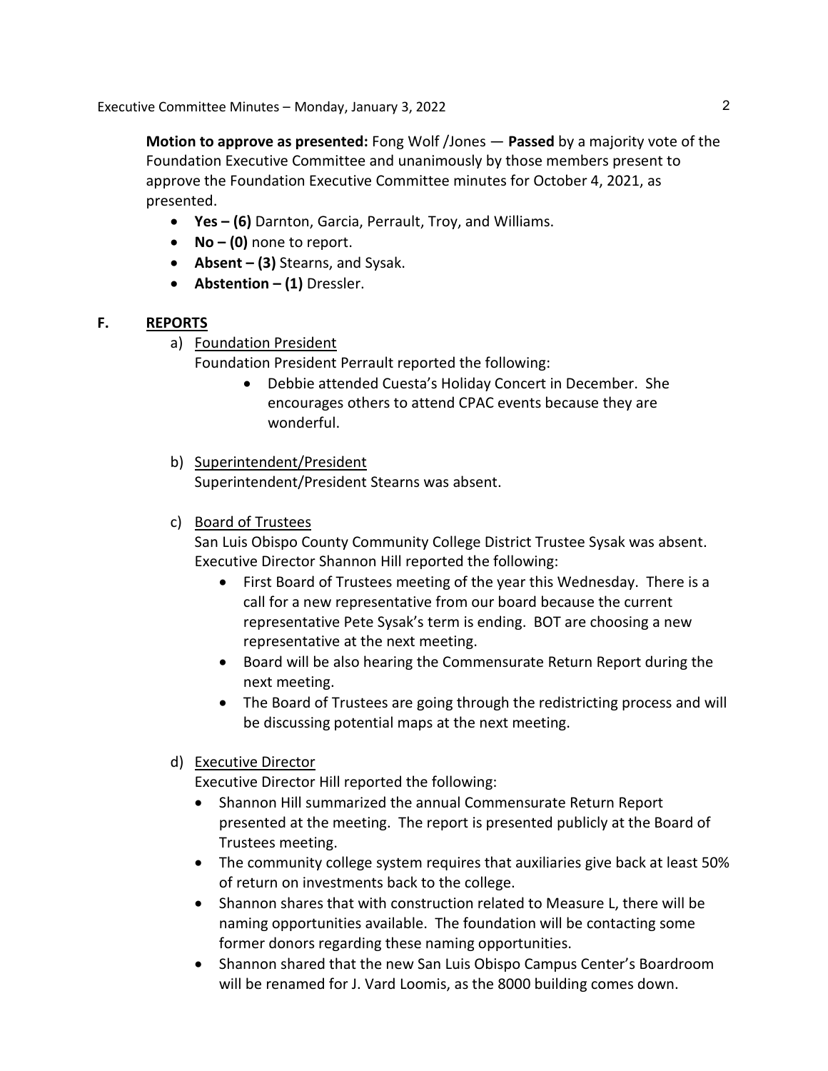**Motion to approve as presented:** Fong Wolf /Jones — **Passed** by a majority vote of the Foundation Executive Committee and unanimously by those members present to approve the Foundation Executive Committee minutes for October 4, 2021, as presented.

- **Yes – (6)** Darnton, Garcia, Perrault, Troy, and Williams.
- **No – (0)** none to report.
- **Absent – (3)** Stearns, and Sysak.
- **Abstention – (1)** Dressler.

## F. REPORTS

a) Foundation President

Foundation President Perrault reported the following:

- Debbie attended Cuesta's Holiday Concert in December. She encourages others to attend CPAC events because they are wonderful.

b) Superintendent/President

Superintendent/President Stearns was absent.

c) Board of Trustees

San Luis Obispo County Community College District Trustee Sysak was absent. Executive Director Shannon Hill reported the following:

- First Board of Trustees meeting of the year this Wednesday. There is a call for a new representative from our board because the current representative Pete Sysak's term is ending. BOT are choosing a new representative at the next meeting.
- Board will be also hearing the Commensurate Return Report during the next meeting.
- The Board of Trustees are going through the redistricting process and will be discussing potential maps at the next meeting.

d) Executive Director

Executive Director Hill reported the following:

- Shannon Hill summarized the annual Commensurate Return Report presented at the meeting. The report is presented publicly at the Board of Trustees meeting.
- The community college system requires that auxiliaries give back at least 50% of return on investments back to the college.
- Shannon shares that with construction related to Measure L, there will be naming opportunities available. The foundation will be contacting some former donors regarding these naming opportunities.
- Shannon shared that the new San Luis Obispo Campus Center's Boardroom will be renamed for J. Vard Loomis, as the 8000 building comes down.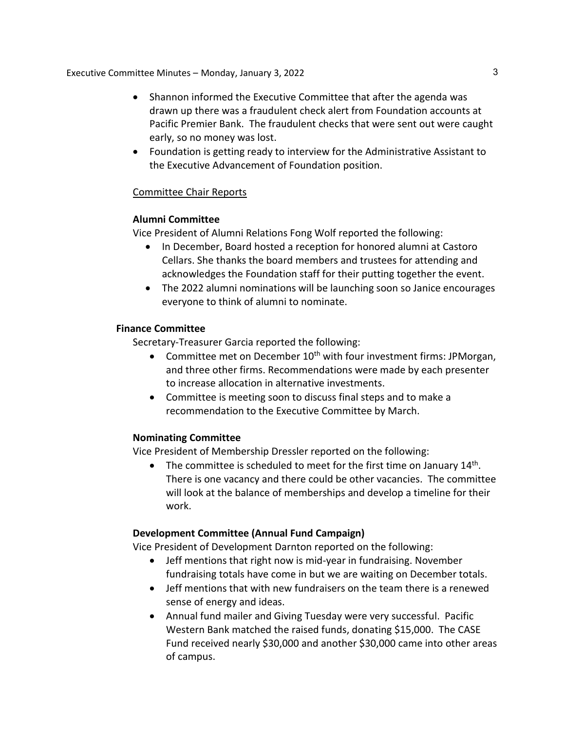- Shannon informed the Executive Committee that after the agenda was drawn up there was a fraudulent check alert from Foundation accounts at Pacific Premier Bank. The fraudulent checks that were sent out were caught early, so no money was lost.
- Foundation is getting ready to interview for the Administrative Assistant to the Executive Advancement of Foundation position.

Committee Chair Reports

**Alumni Committee**

Vice President of Alumni Relations Fong Wolf reported the following:

- In December, Board hosted a reception for honored alumni at Castoro Cellars. She thanks the board members and trustees for attending and acknowledges the Foundation staff for their putting together the event.
- The 2022 alumni nominations will be launching soon so Janice encourages everyone to think of alumni to nominate.

**Finance Committee**

Secretary-Treasurer Garcia reported the following:

- Committee met on December 10th with four investment firms: JPMorgan, and three other firms. Recommendations were made by each presenter to increase allocation in alternative investments.
- Committee is meeting soon to discuss final steps and to make a recommendation to the Executive Committee by March.

**Nominating Committee**

Vice President of Membership Dressler reported on the following:

- The committee is scheduled to meet for the first time on January 14th. There is one vacancy and there could be other vacancies. The committee will look at the balance of memberships and develop a timeline for their work.

**Development Committee (Annual Fund Campaign)**

Vice President of Development Darnton reported on the following:

- Jeff mentions that right now is mid-year in fundraising. November fundraising totals have come in but we are waiting on December totals.
- Jeff mentions that with new fundraisers on the team there is a renewed sense of energy and ideas.
- Annual fund mailer and Giving Tuesday were very successful. Pacific Western Bank matched the raised funds, donating $15,000. The CASE Fund received nearly $30,000 and another $30,000 came into other areas of campus.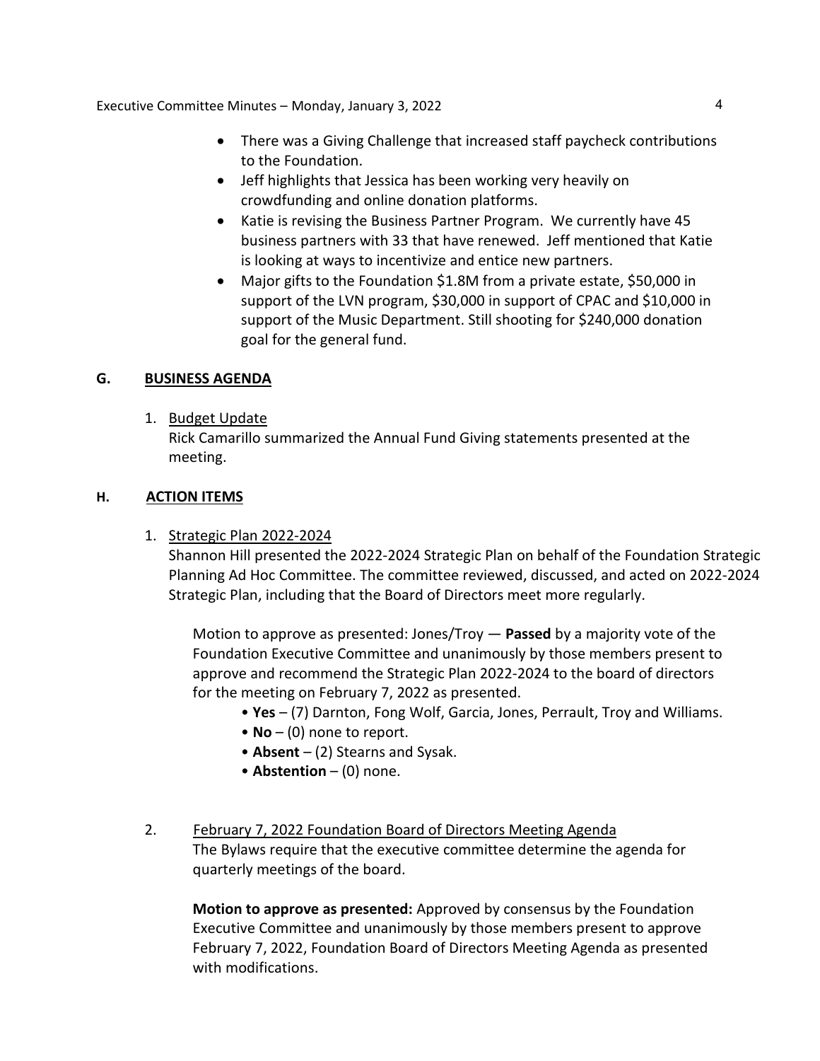- There was a Giving Challenge that increased staff paycheck contributions to the Foundation.
- Jeff highlights that Jessica has been working very heavily on crowdfunding and online donation platforms.
- Katie is revising the Business Partner Program. We currently have 45 business partners with 33 that have renewed. Jeff mentioned that Katie is looking at ways to incentivize and entice new partners.
- Major gifts to the Foundation $1.8M from a private estate, $50,000 in support of the LVN program, $30,000 in support of CPAC and $10,000 in support of the Music Department. Still shooting for $240,000 donation goal for the general fund.

## G. BUSINESS AGENDA

1. Budget Update
   Rick Camarillo summarized the Annual Fund Giving statements presented at the meeting.

## H. ACTION ITEMS

1. Strategic Plan 2022-2024
   Shannon Hill presented the 2022-2024 Strategic Plan on behalf of the Foundation Strategic Planning Ad Hoc Committee. The committee reviewed, discussed, and acted on 2022-2024 Strategic Plan, including that the Board of Directors meet more regularly.

   Motion to approve as presented: Jones/Troy — **Passed** by a majority vote of the Foundation Executive Committee and unanimously by those members present to approve and recommend the Strategic Plan 2022-2024 to the board of directors for the meeting on February 7, 2022 as presented.

   - **Yes** – (7) Darnton, Fong Wolf, Garcia, Jones, Perrault, Troy and Williams.
   - **No** – (0) none to report.
   - **Absent** – (2) Stearns and Sysak.
   - **Abstention** – (0) none.

2. February 7, 2022 Foundation Board of Directors Meeting Agenda
   The Bylaws require that the executive committee determine the agenda for quarterly meetings of the board.

   **Motion to approve as presented:** Approved by consensus by the Foundation Executive Committee and unanimously by those members present to approve February 7, 2022, Foundation Board of Directors Meeting Agenda as presented with modifications.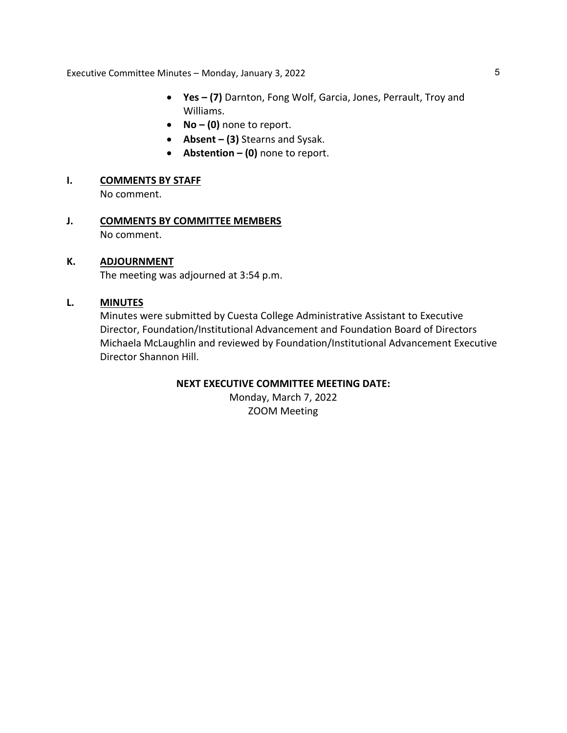- **Yes – (7)** Darnton, Fong Wolf, Garcia, Jones, Perrault, Troy and Williams.
- **No – (0)** none to report.
- **Absent – (3)** Stearns and Sysak.
- **Abstention – (0)** none to report.

## I. COMMENTS BY STAFF

No comment.

## J. COMMENTS BY COMMITTEE MEMBERS

No comment.

## K. ADJOURNMENT

The meeting was adjourned at 3:54 p.m.

## L. MINUTES

Minutes were submitted by Cuesta College Administrative Assistant to Executive Director, Foundation/Institutional Advancement and Foundation Board of Directors Michaela McLaughlin and reviewed by Foundation/Institutional Advancement Executive Director Shannon Hill.

**NEXT EXECUTIVE COMMITTEE MEETING DATE:**

Monday, March 7, 2022
ZOOM Meeting